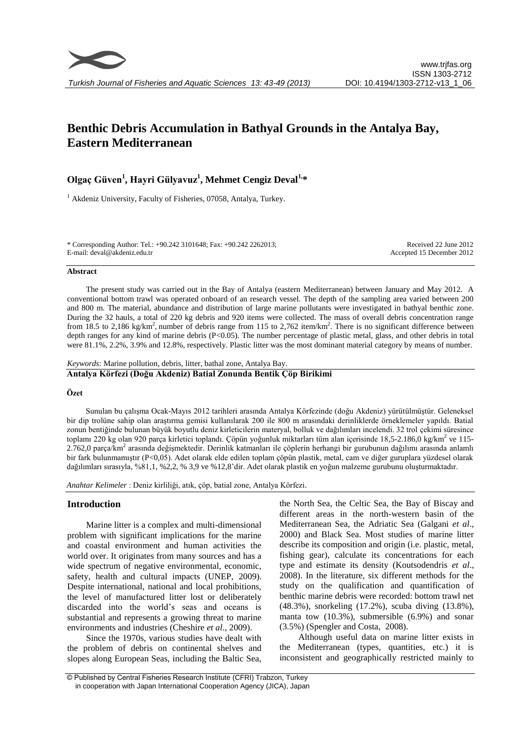# Benthic Debris Accumulation in Bathyal Grounds in the Antalya Bay, Eastern Mediterranean

**Olgaç Güven[1], Hayri Gülyavuz[1], Mehmet Cengiz Deval[1,*]**

[1] Akdeniz University, Faculty of Fisheries, 07058, Antalya, Turkey.

\* Corresponding Author: Tel.: +90.242 3101648; Fax: +90.242 2262013;
E-mail: deval@akdeniz.edu.tr

Received 22 June 2012
Accepted 15 December 2012

### Abstract

The present study was carried out in the Bay of Antalya (eastern Mediterranean) between January and May 2012. A conventional bottom trawl was operated onboard of an research vessel. The depth of the sampling area varied between 200 and 800 m. The material, abundance and distribution of large marine pollutants were investigated in bathyal benthic zone. During the 32 hauls, a total of 220 kg debris and 920 items were collected. The mass of overall debris concentration range from 18.5 to 2,186 kg/km$^2$, number of debris range from 115 to 2,762 item/km$^2$. There is no significant difference between depth ranges for any kind of marine debris (P<0.05). The number percentage of plastic metal, glass, and other debris in total were 81.1%, 2.2%, 3.9% and 12.8%, respectively. Plastic litter was the most dominant material category by means of number.

*Keywords*: Marine pollution, debris, litter, bathal zone, Antalya Bay.

**Antalya Körfezi (Doğu Akdeniz) Batial Zonunda Bentik Çöp Birikimi**

### Özet

Sunulan bu çalışma Ocak-Mayıs 2012 tarihleri arasında Antalya Körfezinde (doğu Akdeniz) yürütülmüştür. Geleneksel bir dip trolüne sahip olan araştırma gemisi kullanılarak 200 ile 800 m arasındaki derinliklerde örneklemeler yapıldı. Batial zonun bentiğinde bulunan büyük boyutlu deniz kirleticilerin materyal, bolluk ve dağılımları incelendi. 32 trol çekimi süresince toplamı 220 kg olan 920 parça kirletici toplandı. Çöpün yoğunluk miktarları tüm alan içerisinde 18,5-2.186,0 kg/km$^2$ ve 115-2.762,0 parça/km$^2$ arasında değişmektedir. Derinlik katmanları ile çöplerin herhangi bir gurubunun dağılımı arasında anlamlı bir fark bulunmamıştır (P<0,05). Adet olarak elde edilen toplam çöpün plastik, metal, cam ve diğer guruplara yüzdesel olarak dağılımları sırasıyla, %81,1, %2,2, % 3,9 ve %12,8'dir. Adet olarak plastik en yoğun malzeme gurubunu oluşturmaktadır.

*Anahtar Kelimeler* : Deniz kirliliği, atık, çöp, batial zone, Antalya Körfezi.

## Introduction

Marine litter is a complex and multi-dimensional problem with significant implications for the marine and coastal environment and human activities the world over. It originates from many sources and has a wide spectrum of negative environmental, economic, safety, health and cultural impacts (UNEP, 2009). Despite international, national and local prohibitions, the level of manufactured litter lost or deliberately discarded into the world's seas and oceans is substantial and represents a growing threat to marine environments and industries (Cheshire *et al*., 2009).

Since the 1970s, various studies have dealt with the problem of debris on continental shelves and slopes along European Seas, including the Baltic Sea, the North Sea, the Celtic Sea, the Bay of Biscay and different areas in the north-western basin of the Mediterranean Sea, the Adriatic Sea (Galgani *et al*., 2000) and Black Sea. Most studies of marine litter describe its composition and origin (i.e. plastic, metal, fishing gear), calculate its concentrations for each type and estimate its density (Koutsodendris *et al*., 2008). In the literature, six different methods for the study on the qualification and quantification of benthic marine debris were recorded: bottom trawl net (48.3%), snorkeling (17.2%), scuba diving (13.8%), manta tow (10.3%), submersible (6.9%) and sonar (3.5%) (Spengler and Costa, 2008).

Although useful data on marine litter exists in the Mediterranean (types, quantities, etc.) it is inconsistent and geographically restricted mainly to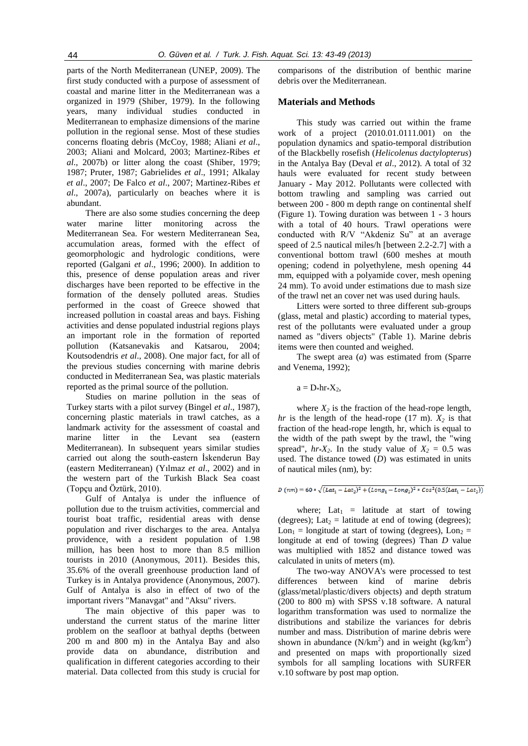parts of the North Mediterranean (UNEP, 2009). The first study conducted with a purpose of assessment of coastal and marine litter in the Mediterranean was a organized in 1979 (Shiber, 1979). In the following years, many individual studies conducted in Mediterranean to emphasize dimensions of the marine pollution in the regional sense. Most of these studies concerns floating debris (McCoy, 1988; Aliani *et al*., 2003; Aliani and Molcard, 2003; Martinez-Ribes *et al*., 2007b) or litter along the coast (Shiber, 1979; 1987; Pruter, 1987; Gabrielides *et al*., 1991; Alkalay *et al*., 2007; De Falco *et al*., 2007; Martinez-Ribes *et al*., 2007a), particularly on beaches where it is abundant.

There are also some studies concerning the deep water marine litter monitoring across the Mediterranean Sea. For western Mediterranean Sea, accumulation areas, formed with the effect of geomorphologic and hydrologic conditions, were reported (Galgani *et al*., 1996; 2000). In addition to this, presence of dense population areas and river discharges have been reported to be effective in the formation of the densely polluted areas. Studies performed in the coast of Greece showed that increased pollution in coastal areas and bays. Fishing activities and dense populated industrial regions plays an important role in the formation of reported pollution (Katsanevakis and Katsarou, 2004; Koutsodendris *et al*., 2008). One major fact, for all of the previous studies concerning with marine debris conducted in Mediterranean Sea, was plastic materials reported as the primal source of the pollution.

Studies on marine pollution in the seas of Turkey starts with a pilot survey (Bingel *et al*., 1987), concerning plastic materials in trawl catches, as a landmark activity for the assessment of coastal and marine litter in the Levant sea (eastern Mediterranean). In subsequent years similar studies carried out along the south-eastern İskenderun Bay (eastern Mediterranean) (Yılmaz *et al*., 2002) and in the western part of the Turkish Black Sea coast (Topçu and Öztürk, 2010).

Gulf of Antalya is under the influence of pollution due to the truism activities, commercial and tourist boat traffic, residential areas with dense population and river discharges to the area. Antalya providence, with a resident population of 1.98 million, has been host to more than 8.5 million tourists in 2010 (Anonymous, 2011). Besides this, 35.6% of the overall greenhouse production land of Turkey is in Antalya providence (Anonymous, 2007). Gulf of Antalya is also in effect of two of the important rivers "Manavgat" and "Aksu" rivers.

The main objective of this paper was to understand the current status of the marine litter problem on the seafloor at bathyal depths (between 200 m and 800 m) in the Antalya Bay and also provide data on abundance, distribution and qualification in different categories according to their material. Data collected from this study is crucial for comparisons of the distribution of benthic marine debris over the Mediterranean.

## Materials and Methods

This study was carried out within the frame work of a project (2010.01.0111.001) on the population dynamics and spatio-temporal distribution of the Blackbelly rosefish (*Helicolenus dactylopterus*) in the Antalya Bay (Deval *et al*., 2012). A total of 32 hauls were evaluated for recent study between January - May 2012. Pollutants were collected with bottom trawling and sampling was carried out between 200 - 800 m depth range on continental shelf (Figure 1). Towing duration was between 1 - 3 hours with a total of 40 hours. Trawl operations were conducted with R/V "Akdeniz Su" at an average speed of 2.5 nautical miles/h [between 2.2-2.7] with a conventional bottom trawl (600 meshes at mouth opening; codend in polyethylene, mesh opening 44 mm, equipped with a polyamide cover, mesh opening 24 mm). To avoid under estimations due to mash size of the trawl net an cover net was used during hauls.

Litters were sorted to three different sub-groups (glass, metal and plastic) according to material types, rest of the pollutants were evaluated under a group named as "divers objects" (Table 1). Marine debris items were then counted and weighed.

The swept area ($a$) was estimated from (Sparre and Venema, 1992);

$$a = D * hr * X_2,$$

where $X_2$ is the fraction of the head-rope length, $hr$ is the length of the head-rope (17 m). $X_2$ is that fraction of the head-rope length, hr, which is equal to the width of the path swept by the trawl, the "wing spread", $hr * X_2$. In the study value of $X_2 = 0.5$ was used. The distance towed ($D$) was estimated in units of nautical miles (nm), by:

$$D\ (nm) = 60 * \sqrt{(Lat_1 - Lat_2)^2 + (Long_1 - Long_2)^2 * Cos^2(0.5(Lat_1 - Lat_2))}$$

where; $Lat_1$ = latitude at start of towing (degrees); $Lat_2$ = latitude at end of towing (degrees); $Lon_1$ = longitude at start of towing (degrees), $Lon_2$ = longitude at end of towing (degrees) Than $D$ value was multiplied with 1852 and distance towed was calculated in units of meters (m).

The two-way ANOVA's were processed to test differences between kind of marine debris (glass/metal/plastic/divers objects) and depth stratum (200 to 800 m) with SPSS v.18 software. A natural logarithm transformation was used to normalize the distributions and stabilize the variances for debris number and mass. Distribution of marine debris were shown in abundance ($N/km^2$) and in weight ($kg/km^2$) and presented on maps with proportionally sized symbols for all sampling locations with SURFER v.10 software by post map option.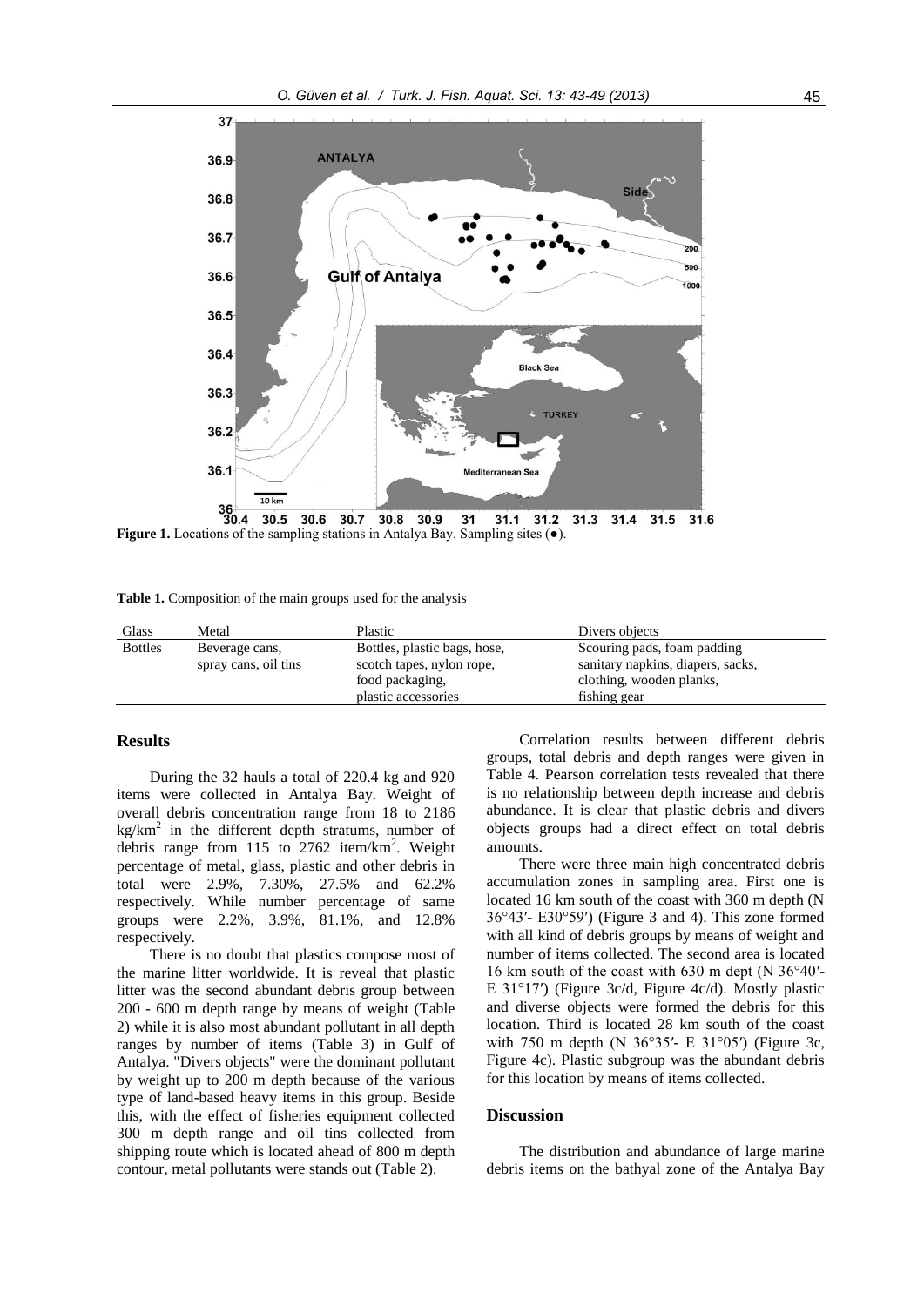**Figure 1.** Locations of the sampling stations in Antalya Bay. Sampling sites (●).

**Table 1.** Composition of the main groups used for the analysis

| Glass | Metal | Plastic | Divers objects |
|---|---|---|---|
| Bottles | Beverage cans, spray cans, oil tins | Bottles, plastic bags, hose, scotch tapes, nylon rope, food packaging, plastic accessories | Scouring pads, foam padding sanitary napkins, diapers, sacks, clothing, wooden planks, fishing gear |

## Results

During the 32 hauls a total of 220.4 kg and 920 items were collected in Antalya Bay. Weight of overall debris concentration range from 18 to 2186 $kg/km^2$ in the different depth stratums, number of debris range from 115 to 2762 $item/km^2$. Weight percentage of metal, glass, plastic and other debris in total were 2.9%, 7.30%, 27.5% and 62.2% respectively. While number percentage of same groups were 2.2%, 3.9%, 81.1%, and 12.8% respectively.

There is no doubt that plastics compose most of the marine litter worldwide. It is reveal that plastic litter was the second abundant debris group between 200 - 600 m depth range by means of weight (Table 2) while it is also most abundant pollutant in all depth ranges by number of items (Table 3) in Gulf of Antalya. "Divers objects" were the dominant pollutant by weight up to 200 m depth because of the various type of land-based heavy items in this group. Beside this, with the effect of fisheries equipment collected 300 m depth range and oil tins collected from shipping route which is located ahead of 800 m depth contour, metal pollutants were stands out (Table 2).

Correlation results between different debris groups, total debris and depth ranges were given in Table 4. Pearson correlation tests revealed that there is no relationship between depth increase and debris abundance. It is clear that plastic debris and divers objects groups had a direct effect on total debris amounts.

There were three main high concentrated debris accumulation zones in sampling area. First one is located 16 km south of the coast with 360 m depth (N 36°43′- E30°59′) (Figure 3 and 4). This zone formed with all kind of debris groups by means of weight and number of items collected. The second area is located 16 km south of the coast with 630 m dept (N 36°40′- E 31°17′) (Figure 3c/d, Figure 4c/d). Mostly plastic and diverse objects were formed the debris for this location. Third is located 28 km south of the coast with 750 m depth (N 36°35′- E 31°05′) (Figure 3c, Figure 4c). Plastic subgroup was the abundant debris for this location by means of items collected.

## Discussion

The distribution and abundance of large marine debris items on the bathyal zone of the Antalya Bay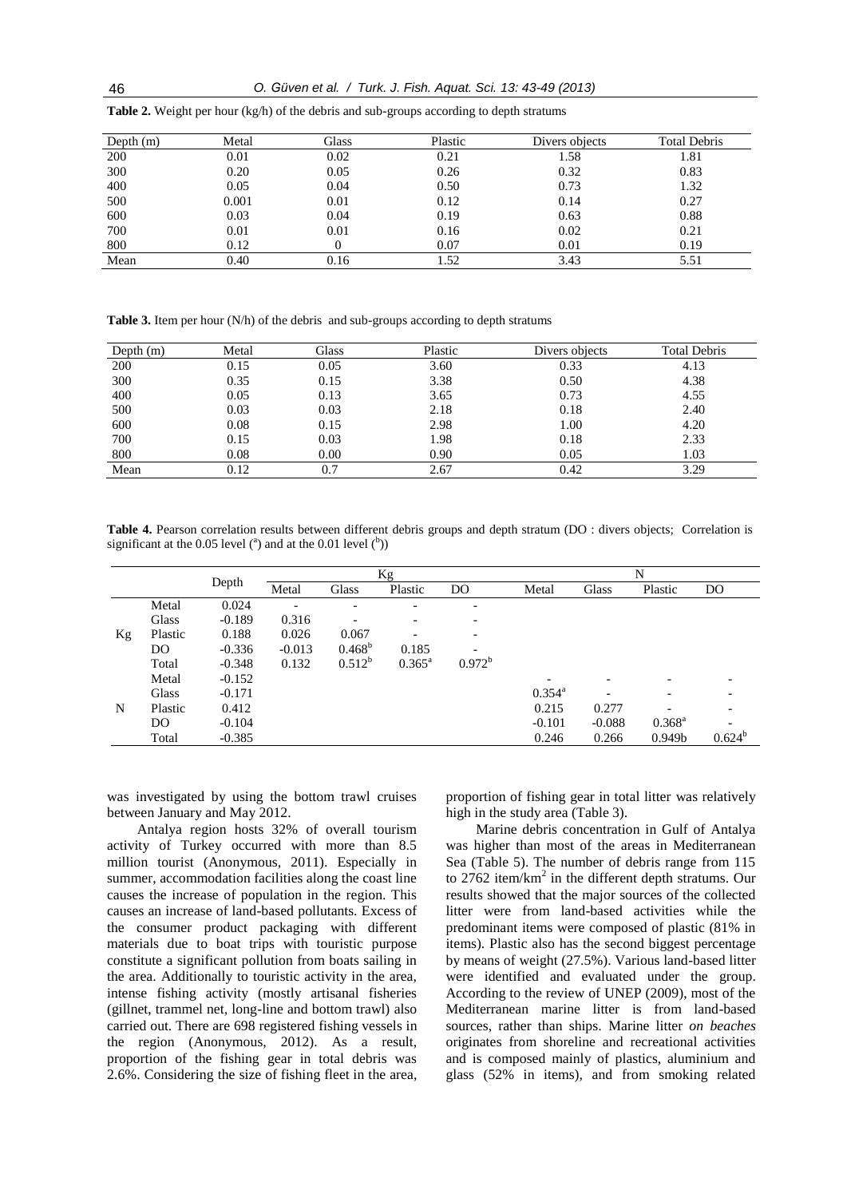**Table 2.** Weight per hour (kg/h) of the debris and sub-groups according to depth stratums

| Depth (m) | Metal | Glass | Plastic | Divers objects | Total Debris |
|---|---|---|---|---|---|
| 200 | 0.01 | 0.02 | 0.21 | 1.58 | 1.81 |
| 300 | 0.20 | 0.05 | 0.26 | 0.32 | 0.83 |
| 400 | 0.05 | 0.04 | 0.50 | 0.73 | 1.32 |
| 500 | 0.001 | 0.01 | 0.12 | 0.14 | 0.27 |
| 600 | 0.03 | 0.04 | 0.19 | 0.63 | 0.88 |
| 700 | 0.01 | 0.01 | 0.16 | 0.02 | 0.21 |
| 800 | 0.12 | 0 | 0.07 | 0.01 | 0.19 |
| Mean | 0.40 | 0.16 | 1.52 | 3.43 | 5.51 |

**Table 3.** Item per hour (N/h) of the debris and sub-groups according to depth stratums

| Depth (m) | Metal | Glass | Plastic | Divers objects | Total Debris |
|---|---|---|---|---|---|
| 200 | 0.15 | 0.05 | 3.60 | 0.33 | 4.13 |
| 300 | 0.35 | 0.15 | 3.38 | 0.50 | 4.38 |
| 400 | 0.05 | 0.13 | 3.65 | 0.73 | 4.55 |
| 500 | 0.03 | 0.03 | 2.18 | 0.18 | 2.40 |
| 600 | 0.08 | 0.15 | 2.98 | 1.00 | 4.20 |
| 700 | 0.15 | 0.03 | 1.98 | 0.18 | 2.33 |
| 800 | 0.08 | 0.00 | 0.90 | 0.05 | 1.03 |
| Mean | 0.12 | 0.7 | 2.67 | 0.42 | 3.29 |

**Table 4.** Pearson correlation results between different debris groups and depth stratum (DO : divers objects; Correlation is significant at the 0.05 level ([a]) and at the 0.01 level ([b]))

| | | Depth | Kg | | | | N | | | |
|---|---|---|---|---|---|---|---|---|---|---|
| | | | Metal | Glass | Plastic | DO | Metal | Glass | Plastic | DO |
| Kg | Metal | 0.024 | - | - | - | - | | | | |
| | Glass | -0.189 | 0.316 | - | - | - | | | | |
| | Plastic | 0.188 | 0.026 | 0.067 | - | - | | | | |
| | DO | -0.336 | -0.013 | 0.468[b] | 0.185 | - | | | | |
| | Total | -0.348 | 0.132 | 0.512[b] | 0.365[a] | 0.972[b] | | | | |
| N | Metal | -0.152 | | | | | - | - | - | - |
| | Glass | -0.171 | | | | | 0.354[a] | - | - | - |
| | Plastic | 0.412 | | | | | 0.215 | 0.277 | - | - |
| | DO | -0.104 | | | | | -0.101 | -0.088 | 0.368[a] | - |
| | Total | -0.385 | | | | | 0.246 | 0.266 | 0.949b | 0.624[b] |

was investigated by using the bottom trawl cruises between January and May 2012.

Antalya region hosts 32% of overall tourism activity of Turkey occurred with more than 8.5 million tourist (Anonymous, 2011). Especially in summer, accommodation facilities along the coast line causes the increase of population in the region. This causes an increase of land-based pollutants. Excess of the consumer product packaging with different materials due to boat trips with touristic purpose constitute a significant pollution from boats sailing in the area. Additionally to touristic activity in the area, intense fishing activity (mostly artisanal fisheries (gillnet, trammel net, long-line and bottom trawl) also carried out. There are 698 registered fishing vessels in the region (Anonymous, 2012). As a result, proportion of the fishing gear in total debris was 2.6%. Considering the size of fishing fleet in the area, proportion of fishing gear in total litter was relatively high in the study area (Table 3).

Marine debris concentration in Gulf of Antalya was higher than most of the areas in Mediterranean Sea (Table 5). The number of debris range from 115 to 2762 item/km$^2$ in the different depth stratums. Our results showed that the major sources of the collected litter were from land-based activities while the predominant items were composed of plastic (81% in items). Plastic also has the second biggest percentage by means of weight (27.5%). Various land-based litter were identified and evaluated under the group. According to the review of UNEP (2009), most of the Mediterranean marine litter is from land-based sources, rather than ships. Marine litter *on beaches* originates from shoreline and recreational activities and is composed mainly of plastics, aluminium and glass (52% in items), and from smoking related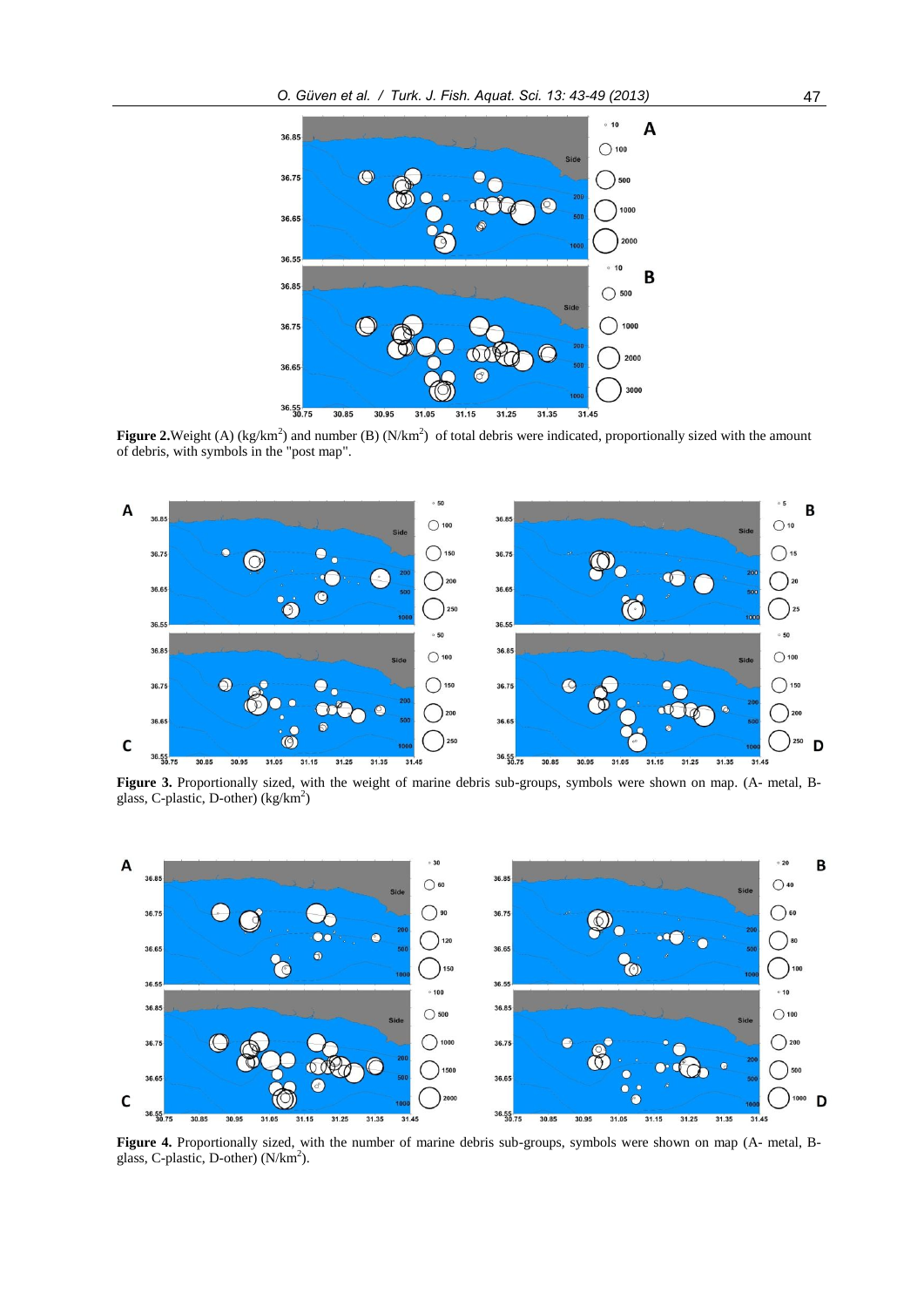**Figure 2.** Weight (A) (kg/km$^2$) and number (B) (N/km$^2$) of total debris were indicated, proportionally sized with the amount of debris, with symbols in the "post map".

**Figure 3.** Proportionally sized, with the weight of marine debris sub-groups, symbols were shown on map. (A- metal, B- glass, C-plastic, D-other) (kg/km$^2$)

**Figure 4.** Proportionally sized, with the number of marine debris sub-groups, symbols were shown on map (A- metal, B- glass, C-plastic, D-other) (N/km$^2$).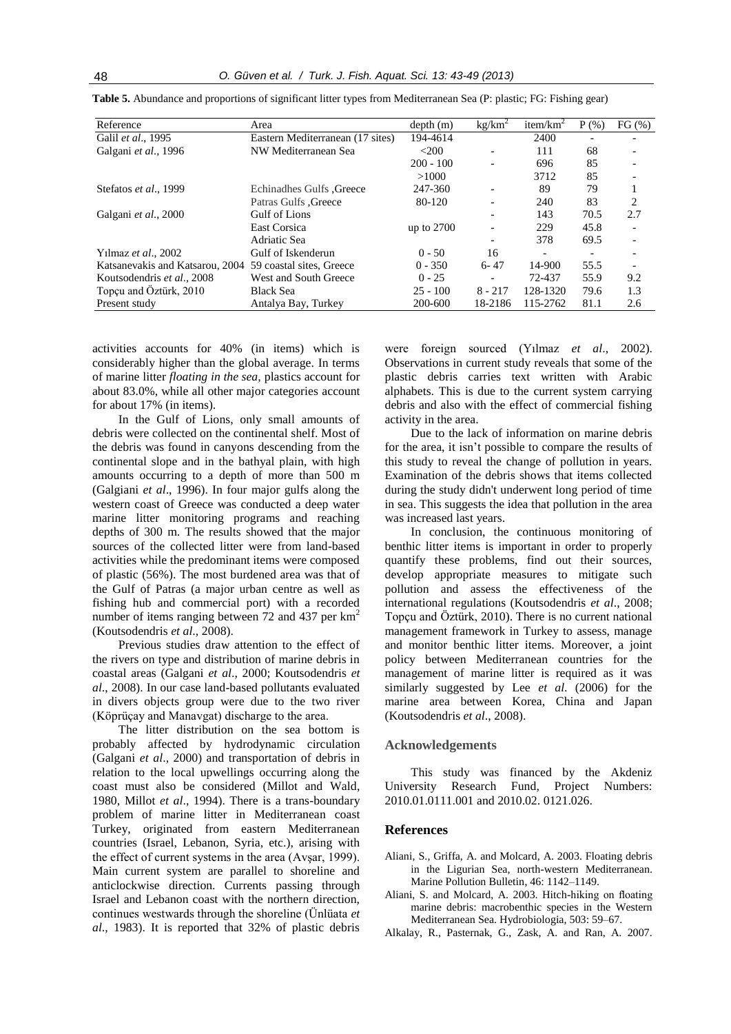**Table 5.** Abundance and proportions of significant litter types from Mediterranean Sea (P: plastic; FG: Fishing gear)

| Reference | Area | depth (m) | kg/km$^2$ | item/km$^2$ | P (%) | FG (%) |
|---|---|---|---|---|---|---|
| Galil *et al*., 1995 | Eastern Mediterranean (17 sites) | 194-4614 | | 2400 | - | - |
| Galgani *et al*., 1996 | NW Mediterranean Sea | <200 | - | 111 | 68 | - |
| | | 200 - 100 | - | 696 | 85 | - |
| | | >1000 | | 3712 | 85 | - |
| Stefatos *et al*., 1999 | Echinadhes Gulfs ,Greece | 247-360 | - | 89 | 79 | 1 |
| | Patras Gulfs ,Greece | 80-120 | - | 240 | 83 | 2 |
| Galgani *et al*., 2000 | Gulf of Lions | | - | 143 | 70.5 | 2.7 |
| | East Corsica | up to 2700 | - | 229 | 45.8 | - |
| | Adriatic Sea | | - | 378 | 69.5 | - |
| Yılmaz *et al*., 2002 | Gulf of Iskenderun | 0 - 50 | 16 | - | - | - |
| Katsanevakis and Katsarou, 2004 | 59 coastal sites, Greece | 0 - 350 | 6- 47 | 14-900 | 55.5 | - |
| Koutsodendris *et al*., 2008 | West and South Greece | 0 - 25 | - | 72-437 | 55.9 | 9.2 |
| Topçu and Öztürk, 2010 | Black Sea | 25 - 100 | 8 - 217 | 128-1320 | 79.6 | 1.3 |
| Present study | Antalya Bay, Turkey | 200-600 | 18-2186 | 115-2762 | 81.1 | 2.6 |

activities accounts for 40% (in items) which is considerably higher than the global average. In terms of marine litter *floating in the sea*, plastics account for about 83.0%, while all other major categories account for about 17% (in items).

In the Gulf of Lions, only small amounts of debris were collected on the continental shelf. Most of the debris was found in canyons descending from the continental slope and in the bathyal plain, with high amounts occurring to a depth of more than 500 m (Galgiani *et al*., 1996). In four major gulfs along the western coast of Greece was conducted a deep water marine litter monitoring programs and reaching depths of 300 m. The results showed that the major sources of the collected litter were from land-based activities while the predominant items were composed of plastic (56%). The most burdened area was that of the Gulf of Patras (a major urban centre as well as fishing hub and commercial port) with a recorded number of items ranging between 72 and 437 per km$^2$ (Koutsodendris *et al*., 2008).

Previous studies draw attention to the effect of the rivers on type and distribution of marine debris in coastal areas (Galgani *et al*., 2000; Koutsodendris *et al*., 2008). In our case land-based pollutants evaluated in divers objects group were due to the two river (Köprüçay and Manavgat) discharge to the area.

The litter distribution on the sea bottom is probably affected by hydrodynamic circulation (Galgani *et al*., 2000) and transportation of debris in relation to the local upwellings occurring along the coast must also be considered (Millot and Wald, 1980, Millot *et al*., 1994). There is a trans-boundary problem of marine litter in Mediterranean coast Turkey, originated from eastern Mediterranean countries (Israel, Lebanon, Syria, etc.), arising with the effect of current systems in the area (Avşar, 1999). Main current system are parallel to shoreline and anticlockwise direction. Currents passing through Israel and Lebanon coast with the northern direction, continues westwards through the shoreline (Ünlüata *et al*., 1983). It is reported that 32% of plastic debris were foreign sourced (Yılmaz *et al*., 2002). Observations in current study reveals that some of the plastic debris carries text written with Arabic alphabets. This is due to the current system carrying debris and also with the effect of commercial fishing activity in the area.

Due to the lack of information on marine debris for the area, it isn't possible to compare the results of this study to reveal the change of pollution in years. Examination of the debris shows that items collected during the study didn't underwent long period of time in sea. This suggests the idea that pollution in the area was increased last years.

In conclusion, the continuous monitoring of benthic litter items is important in order to properly quantify these problems, find out their sources, develop appropriate measures to mitigate such pollution and assess the effectiveness of the international regulations (Koutsodendris *et al*., 2008; Topçu and Öztürk, 2010). There is no current national management framework in Turkey to assess, manage and monitor benthic litter items. Moreover, a joint policy between Mediterranean countries for the management of marine litter is required as it was similarly suggested by Lee *et al.* (2006) for the marine area between Korea, China and Japan (Koutsodendris *et al*., 2008).

## Acknowledgements

This study was financed by the Akdeniz University Research Fund, Project Numbers: 2010.01.0111.001 and 2010.02. 0121.026.

## References

Aliani, S., Griffa, A. and Molcard, A. 2003. Floating debris in the Ligurian Sea, north-western Mediterranean. Marine Pollution Bulletin, 46: 1142–1149.

Aliani, S. and Molcard, A. 2003. Hitch-hiking on floating marine debris: macrobenthic species in the Western Mediterranean Sea. Hydrobiologia, 503: 59–67.

Alkalay, R., Pasternak, G., Zask, A. and Ran, A. 2007.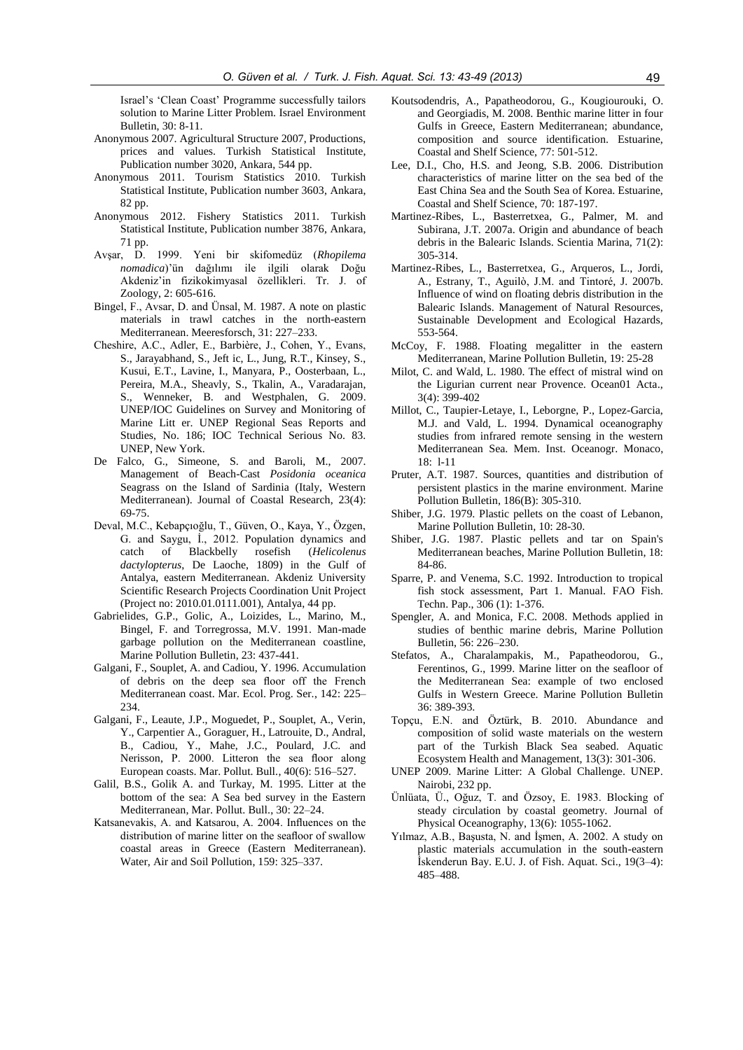Israel's 'Clean Coast' Programme successfully tailors solution to Marine Litter Problem. Israel Environment Bulletin, 30: 8-11.

Anonymous 2007. Agricultural Structure 2007, Productions, prices and values. Turkish Statistical Institute, Publication number 3020, Ankara, 544 pp.

Anonymous 2011. Tourism Statistics 2010. Turkish Statistical Institute, Publication number 3603, Ankara, 82 pp.

Anonymous 2012. Fishery Statistics 2011. Turkish Statistical Institute, Publication number 3876, Ankara, 71 pp.

Avşar, D. 1999. Yeni bir skifomedüz (*Rhopilema nomadica*)'ün dağılımı ile ilgili olarak Doğu Akdeniz'in fizikokimyasal özellikleri. Tr. J. of Zoology, 2: 605-616.

Bingel, F., Avsar, D. and Ünsal, M. 1987. A note on plastic materials in trawl catches in the north-eastern Mediterranean. Meeresforsch, 31: 227–233.

Cheshire, A.C., Adler, E., Barbière, J., Cohen, Y., Evans, S., Jarayabhand, S., Jeft ic, L., Jung, R.T., Kinsey, S., Kusui, E.T., Lavine, I., Manyara, P., Oosterbaan, L., Pereira, M.A., Sheavly, S., Tkalin, A., Varadarajan, S., Wenneker, B. and Westphalen, G. 2009. UNEP/IOC Guidelines on Survey and Monitoring of Marine Litt er. UNEP Regional Seas Reports and Studies, No. 186; IOC Technical Serious No. 83. UNEP, New York.

De Falco, G., Simeone, S. and Baroli, M., 2007. Management of Beach-Cast *Posidonia oceanica* Seagrass on the Island of Sardinia (Italy, Western Mediterranean). Journal of Coastal Research, 23(4): 69-75.

Deval, M.C., Kebapçıoğlu, T., Güven, O., Kaya, Y., Özgen, G. and Saygu, İ., 2012. Population dynamics and catch of Blackbelly rosefish (*Helicolenus dactylopterus*, De Laoche, 1809) in the Gulf of Antalya, eastern Mediterranean. Akdeniz University Scientific Research Projects Coordination Unit Project (Project no: 2010.01.0111.001), Antalya, 44 pp.

Gabrielides, G.P., Golic, A., Loizides, L., Marino, M., Bingel, F. and Torregrossa, M.V. 1991. Man-made garbage pollution on the Mediterranean coastline, Marine Pollution Bulletin, 23: 437-441.

Galgani, F., Souplet, A. and Cadiou, Y. 1996. Accumulation of debris on the deep sea floor off the French Mediterranean coast. Mar. Ecol. Prog. Ser., 142: 225–234.

Galgani, F., Leaute, J.P., Moguedet, P., Souplet, A., Verin, Y., Carpentier A., Goraguer, H., Latrouite, D., Andral, B., Cadiou, Y., Mahe, J.C., Poulard, J.C. and Nerisson, P. 2000. Litteron the sea floor along European coasts. Mar. Pollut. Bull., 40(6): 516–527.

Galil, B.S., Golik A. and Turkay, M. 1995. Litter at the bottom of the sea: A Sea bed survey in the Eastern Mediterranean, Mar. Pollut. Bull., 30: 22–24.

Katsanevakis, A. and Katsarou, A. 2004. Influences on the distribution of marine litter on the seafloor of swallow coastal areas in Greece (Eastern Mediterranean). Water, Air and Soil Pollution, 159: 325–337.

Koutsodendris, A., Papatheodorou, G., Kougiourouki, O. and Georgiadis, M. 2008. Benthic marine litter in four Gulfs in Greece, Eastern Mediterranean; abundance, composition and source identification. Estuarine, Coastal and Shelf Science, 77: 501-512.

Lee, D.I., Cho, H.S. and Jeong, S.B. 2006. Distribution characteristics of marine litter on the sea bed of the East China Sea and the South Sea of Korea. Estuarine, Coastal and Shelf Science, 70: 187-197.

Martinez-Ribes, L., Basterretxea, G., Palmer, M. and Subirana, J.T. 2007a. Origin and abundance of beach debris in the Balearic Islands. Scientia Marina, 71(2): 305-314.

Martinez-Ribes, L., Basterretxea, G., Arqueros, L., Jordi, A., Estrany, T., Aguilò, J.M. and Tintoré, J. 2007b. Influence of wind on floating debris distribution in the Balearic Islands. Management of Natural Resources, Sustainable Development and Ecological Hazards, 553-564.

McCoy, F. 1988. Floating megalitter in the eastern Mediterranean, Marine Pollution Bulletin, 19: 25-28

Milot, C. and Wald, L. 1980. The effect of mistral wind on the Ligurian current near Provence. Ocean01 Acta., 3(4): 399-402

Millot, C., Taupier-Letaye, I., Leborgne, P., Lopez-Garcia, M.J. and Vald, L. 1994. Dynamical oceanography studies from infrared remote sensing in the western Mediterranean Sea. Mem. Inst. Oceanogr. Monaco, 18: l-11

Pruter, A.T. 1987. Sources, quantities and distribution of persistent plastics in the marine environment. Marine Pollution Bulletin, 186(B): 305-310.

Shiber, J.G. 1979. Plastic pellets on the coast of Lebanon, Marine Pollution Bulletin, 10: 28-30.

Shiber, J.G. 1987. Plastic pellets and tar on Spain's Mediterranean beaches, Marine Pollution Bulletin, 18: 84-86.

Sparre, P. and Venema, S.C. 1992. Introduction to tropical fish stock assessment, Part 1. Manual. FAO Fish. Techn. Pap., 306 (1): 1-376.

Spengler, A. and Monica, F.C. 2008. Methods applied in studies of benthic marine debris, Marine Pollution Bulletin, 56: 226–230.

Stefatos, A., Charalampakis, M., Papatheodorou, G., Ferentinos, G., 1999. Marine litter on the seafloor of the Mediterranean Sea: example of two enclosed Gulfs in Western Greece. Marine Pollution Bulletin 36: 389-393.

Topçu, E.N. and Öztürk, B. 2010. Abundance and composition of solid waste materials on the western part of the Turkish Black Sea seabed. Aquatic Ecosystem Health and Management, 13(3): 301-306.

UNEP 2009. Marine Litter: A Global Challenge. UNEP. Nairobi, 232 pp.

Ünlüata, Ü., Oğuz, T. and Özsoy, E. 1983. Blocking of steady circulation by coastal geometry. Journal of Physical Oceanography, 13(6): 1055-1062.

Yılmaz, A.B., Başusta, N. and İşmen, A. 2002. A study on plastic materials accumulation in the south-eastern İskenderun Bay. E.U. J. of Fish. Aquat. Sci., 19(3–4): 485–488.